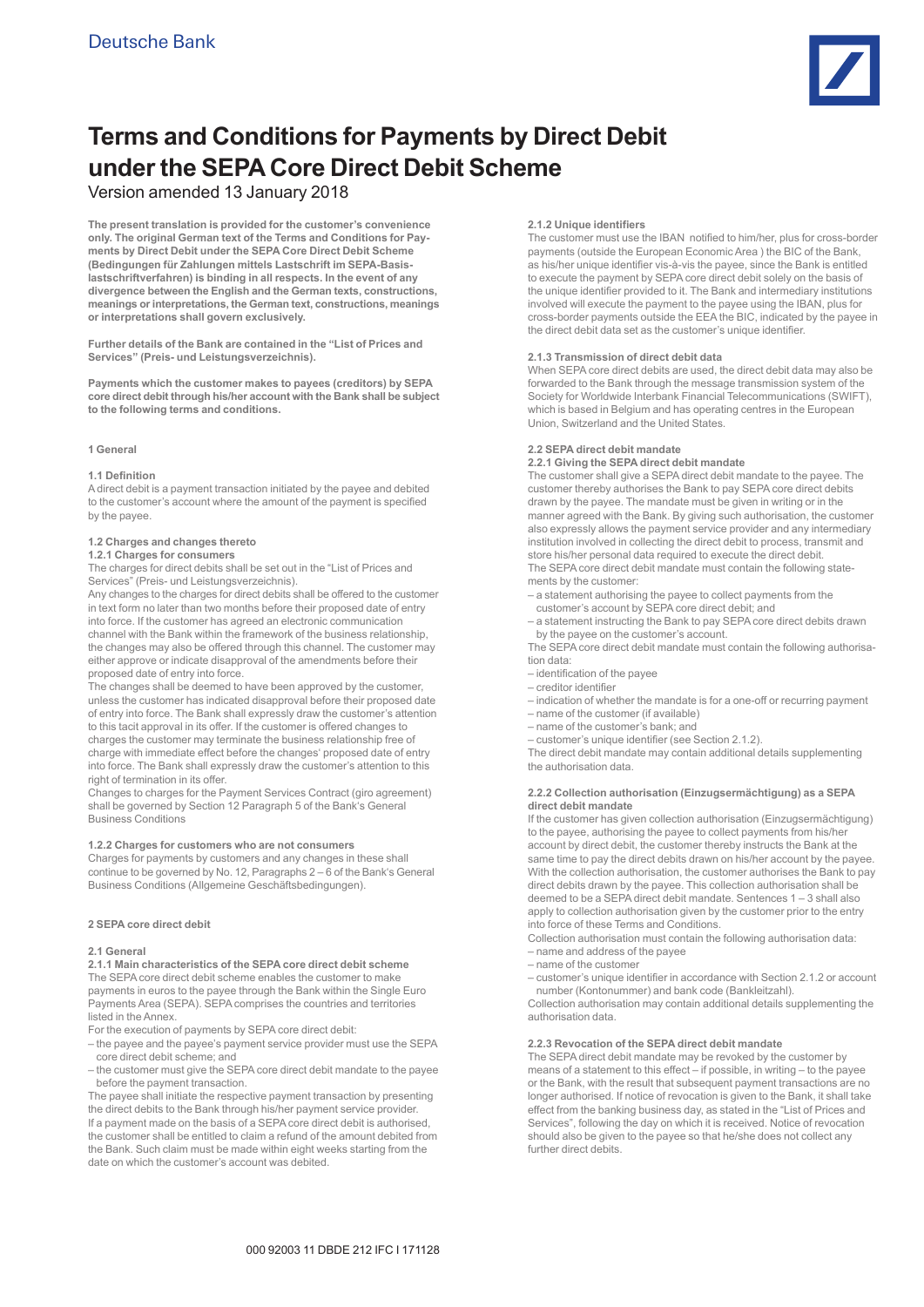Deutsche Bank

# Terms and Conditions for Payments by Direct Debit under the SEPA Core Direct Debit Scheme

Version amended 13 January 2018

**The present translation is provided for the customer's convenience only. The original German text of the Terms and Conditions for Payments by Direct Debit under the SEPA Core Direct Debit Scheme (Bedingungen für Zahlungen mittels Lastschrift im SEPA-Basislastschriftverfahren) is binding in all respects. In the event of any divergence between the English and the German texts, constructions, meanings or interpretations, the German text, constructions, meanings or interpretations shall govern exclusively.**

**Further details of the Bank are contained in the "List of Prices and Services" (Preis- und Leistungsverzeichnis).**

**Payments which the customer makes to payees (creditors) by SEPA core direct debit through his/her account with the Bank shall be subject to the following terms and conditions.**

## 1 General

### 1.1 Definition

A direct debit is a payment transaction initiated by the payee and debited to the customer's account where the amount of the payment is specified by the payee.

### 1.2 Charges and changes thereto

#### 1.2.1 Charges for consumers

The charges for direct debits shall be set out in the "List of Prices and Services" (Preis- und Leistungsverzeichnis).

Any changes to the charges for direct debits shall be offered to the customer in text form no later than two months before their proposed date of entry into force. If the customer has agreed an electronic communication channel with the Bank within the framework of the business relationship, the changes may also be offered through this channel. The customer may either approve or indicate disapproval of the amendments before their proposed date of entry into force.

The changes shall be deemed to have been approved by the customer, unless the customer has indicated disapproval before their proposed date of entry into force. The Bank shall expressly draw the customer's attention to this tacit approval in its offer. If the customer is offered changes to charges the customer may terminate the business relationship free of charge with immediate effect before the changes' proposed date of entry into force. The Bank shall expressly draw the customer's attention to this right of termination in its offer.

Changes to charges for the Payment Services Contract (giro agreement) shall be governed by Section 12 Paragraph 5 of the Bank's General Business Conditions

#### 1.2.2 Charges for customers who are not consumers

Charges for payments by customers and any changes in these shall continue to be governed by No. 12, Paragraphs 2 – 6 of the Bank's General Business Conditions (Allgemeine Geschäftsbedingungen).

## 2 SEPA core direct debit

### 2.1 General

#### 2.1.1 Main characteristics of the SEPA core direct debit scheme

The SEPA core direct debit scheme enables the customer to make payments in euros to the payee through the Bank within the Single Euro Payments Area (SEPA). SEPA comprises the countries and territories listed in the Annex.

For the execution of payments by SEPA core direct debit:

- the payee and the payee's payment service provider must use the SEPA core direct debit scheme; and
- the customer must give the SEPA core direct debit mandate to the payee before the payment transaction.

The payee shall initiate the respective payment transaction by presenting the direct debits to the Bank through his/her payment service provider.

If a payment made on the basis of a SEPA core direct debit is authorised, the customer shall be entitled to claim a refund of the amount debited from the Bank. Such claim must be made within eight weeks starting from the date on which the customer's account was debited.

#### 2.1.2 Unique identifiers

The customer must use the IBAN notified to him/her, plus for cross-border payments (outside the European Economic Area ) the BIC of the Bank, as his/her unique identifier vis-à-vis the payee, since the Bank is entitled to execute the payment by SEPA core direct debit solely on the basis of the unique identifier provided to it. The Bank and intermediary institutions involved will execute the payment to the payee using the IBAN, plus for cross-border payments outside the EEA the BIC, indicated by the payee in the direct debit data set as the customer's unique identifier.

#### 2.1.3 Transmission of direct debit data

When SEPA core direct debits are used, the direct debit data may also be forwarded to the Bank through the message transmission system of the Society for Worldwide Interbank Financial Telecommunications (SWIFT), which is based in Belgium and has operating centres in the European Union, Switzerland and the United States.

### 2.2 SEPA direct debit mandate

#### 2.2.1 Giving the SEPA direct debit mandate

The customer shall give a SEPA direct debit mandate to the payee. The customer thereby authorises the Bank to pay SEPA core direct debits drawn by the payee. The mandate must be given in writing or in the manner agreed with the Bank. By giving such authorisation, the customer also expressly allows the payment service provider and any intermediary institution involved in collecting the direct debit to process, transmit and store his/her personal data required to execute the direct debit.

The SEPA core direct debit mandate must contain the following statements by the customer:

- a statement authorising the payee to collect payments from the customer's account by SEPA core direct debit; and
- a statement instructing the Bank to pay SEPA core direct debits drawn by the payee on the customer's account.

The SEPA core direct debit mandate must contain the following authorisation data:

- identification of the payee
- creditor identifier
- indication of whether the mandate is for a one-off or recurring payment
- name of the customer (if available)
- name of the customer's bank; and
- customer's unique identifier (see Section 2.1.2).

The direct debit mandate may contain additional details supplementing the authorisation data.

#### 2.2.2 Collection authorisation (Einzugsermächtigung) as a SEPA direct debit mandate

If the customer has given collection authorisation (Einzugsermächtigung) to the payee, authorising the payee to collect payments from his/her account by direct debit, the customer thereby instructs the Bank at the same time to pay the direct debits drawn on his/her account by the payee. With the collection authorisation, the customer authorises the Bank to pay direct debits drawn by the payee. This collection authorisation shall be deemed to be a SEPA direct debit mandate. Sentences 1 – 3 shall also apply to collection authorisation given by the customer prior to the entry into force of these Terms and Conditions.

Collection authorisation must contain the following authorisation data:

- name and address of the payee
- name of the customer
- customer's unique identifier in accordance with Section 2.1.2 or account number (Kontonummer) and bank code (Bankleitzahl).

Collection authorisation may contain additional details supplementing the authorisation data.

#### 2.2.3 Revocation of the SEPA direct debit mandate

The SEPA direct debit mandate may be revoked by the customer by means of a statement to this effect – if possible, in writing – to the payee or the Bank, with the result that subsequent payment transactions are no longer authorised. If notice of revocation is given to the Bank, it shall take effect from the banking business day, as stated in the "List of Prices and Services", following the day on which it is received. Notice of revocation should also be given to the payee so that he/she does not collect any further direct debits.

000 92003 11 DBDE 212 IFC I 171128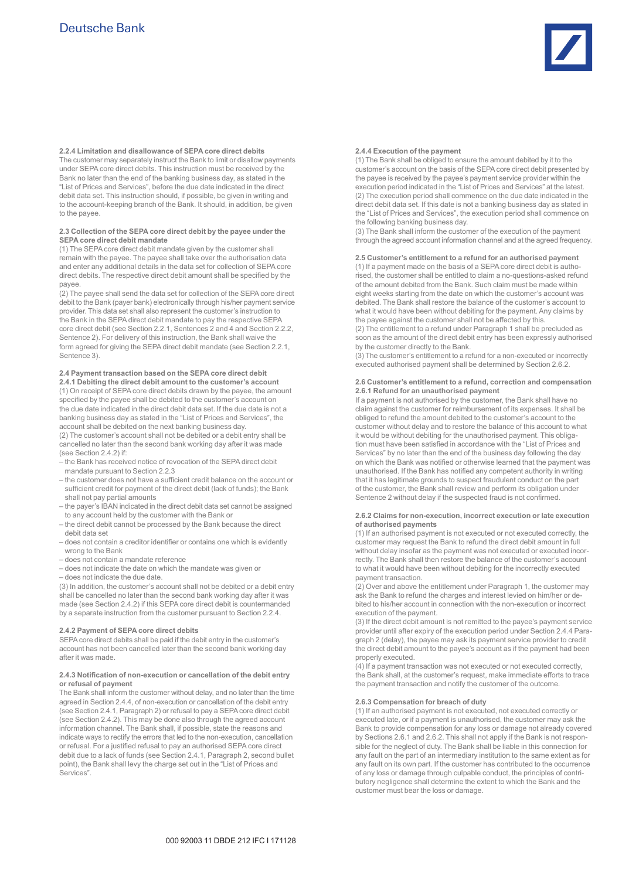### 2.2.4 Limitation and disallowance of SEPA core direct debits

The customer may separately instruct the Bank to limit or disallow payments under SEPA core direct debits. This instruction must be received by the Bank no later than the end of the banking business day, as stated in the "List of Prices and Services", before the due date indicated in the direct debit data set. This instruction should, if possible, be given in writing and to the account-keeping branch of the Bank. It should, in addition, be given to the payee.

### 2.3 Collection of the SEPA core direct debit by the payee under the SEPA core direct debit mandate

(1) The SEPA core direct debit mandate given by the customer shall remain with the payee. The payee shall take over the authorisation data and enter any additional details in the data set for collection of SEPA core direct debits. The respective direct debit amount shall be specified by the payee.

(2) The payee shall send the data set for collection of the SEPA core direct debit to the Bank (payer bank) electronically through his/her payment service provider. This data set shall also represent the customer's instruction to the Bank in the SEPA direct debit mandate to pay the respective SEPA core direct debit (see Section 2.2.1, Sentences 2 and 4 and Section 2.2.2, Sentence 2). For delivery of this instruction, the Bank shall waive the form agreed for giving the SEPA direct debit mandate (see Section 2.2.1, Sentence 3).

### 2.4 Payment transaction based on the SEPA core direct debit

#### 2.4.1 Debiting the direct debit amount to the customer's account

(1) On receipt of SEPA core direct debits drawn by the payee, the amount specified by the payee shall be debited to the customer's account on the due date indicated in the direct debit data set. If the due date is not a banking business day as stated in the "List of Prices and Services", the account shall be debited on the next banking business day.

(2) The customer's account shall not be debited or a debit entry shall be cancelled no later than the second bank working day after it was made (see Section 2.4.2) if:

- the Bank has received notice of revocation of the SEPA direct debit mandate pursuant to Section 2.2.3
- the customer does not have a sufficient credit balance on the account or sufficient credit for payment of the direct debit (lack of funds); the Bank shall not pay partial amounts
- the payer's IBAN indicated in the direct debit data set cannot be assigned to any account held by the customer with the Bank or
- the direct debit cannot be processed by the Bank because the direct debit data set
- does not contain a creditor identifier or contains one which is evidently wrong to the Bank
- does not contain a mandate reference
- does not indicate the date on which the mandate was given or
- does not indicate the due date.

(3) In addition, the customer's account shall not be debited or a debit entry shall be cancelled no later than the second bank working day after it was made (see Section 2.4.2) if this SEPA core direct debit is countermanded by a separate instruction from the customer pursuant to Section 2.2.4.

#### 2.4.2 Payment of SEPA core direct debits

SEPA core direct debits shall be paid if the debit entry in the customer's account has not been cancelled later than the second bank working day after it was made.

#### 2.4.3 Notification of non-execution or cancellation of the debit entry or refusal of payment

The Bank shall inform the customer without delay, and no later than the time agreed in Section 2.4.4, of non-execution or cancellation of the debit entry (see Section 2.4.1, Paragraph 2) or refusal to pay a SEPA core direct debit (see Section 2.4.2). This may be done also through the agreed account information channel. The Bank shall, if possible, state the reasons and indicate ways to rectify the errors that led to the non-execution, cancellation or refusal. For a justified refusal to pay an authorised SEPA core direct debit due to a lack of funds (see Section 2.4.1, Paragraph 2, second bullet point), the Bank shall levy the charge set out in the "List of Prices and Services".

#### 2.4.4 Execution of the payment

(1) The Bank shall be obliged to ensure the amount debited by it to the customer's account on the basis of the SEPA core direct debit presented by the payee is received by the payee's payment service provider within the execution period indicated in the "List of Prices and Services" at the latest.

(2) The execution period shall commence on the due date indicated in the direct debit data set. If this date is not a banking business day as stated in the "List of Prices and Services", the execution period shall commence on the following banking business day.

(3) The Bank shall inform the customer of the execution of the payment through the agreed account information channel and at the agreed frequency.

### 2.5 Customer's entitlement to a refund for an authorised payment

(1) If a payment made on the basis of a SEPA core direct debit is authorised, the customer shall be entitled to claim a no-questions-asked refund of the amount debited from the Bank. Such claim must be made within eight weeks starting from the date on which the customer's account was debited. The Bank shall restore the balance of the customer's account to what it would have been without debiting for the payment. Any claims by the payee against the customer shall not be affected by this.

(2) The entitlement to a refund under Paragraph 1 shall be precluded as soon as the amount of the direct debit entry has been expressly authorised by the customer directly to the Bank.

(3) The customer's entitlement to a refund for a non-executed or incorrectly executed authorised payment shall be determined by Section 2.6.2.

### 2.6 Customer's entitlement to a refund, correction and compensation

#### 2.6.1 Refund for an unauthorised payment

If a payment is not authorised by the customer, the Bank shall have no claim against the customer for reimbursement of its expenses. It shall be obliged to refund the amount debited to the customer's account to the customer without delay and to restore the balance of this account to what it would be without debiting for the unauthorised payment. This obligation must have been satisfied in accordance with the "List of Prices and Services" by no later than the end of the business day following the day on which the Bank was notified or otherwise learned that the payment was unauthorised. If the Bank has notified any competent authority in writing that it has legitimate grounds to suspect fraudulent conduct on the part of the customer, the Bank shall review and perform its obligation under Sentence 2 without delay if the suspected fraud is not confirmed.

#### 2.6.2 Claims for non-execution, incorrect execution or late execution of authorised payments

(1) If an authorised payment is not executed or not executed correctly, the customer may request the Bank to refund the direct debit amount in full without delay insofar as the payment was not executed or executed incorrectly. The Bank shall then restore the balance of the customer's account to what it would have been without debiting for the incorrectly executed payment transaction.

(2) Over and above the entitlement under Paragraph 1, the customer may ask the Bank to refund the charges and interest levied on him/her or debited to his/her account in connection with the non-execution or incorrect execution of the payment.

(3) If the direct debit amount is not remitted to the payee's payment service provider until after expiry of the execution period under Section 2.4.4 Paragraph 2 (delay), the payee may ask its payment service provider to credit the direct debit amount to the payee's account as if the payment had been properly executed.

(4) If a payment transaction was not executed or not executed correctly, the Bank shall, at the customer's request, make immediate efforts to trace the payment transaction and notify the customer of the outcome.

#### 2.6.3 Compensation for breach of duty

(1) If an authorised payment is not executed, not executed correctly or executed late, or if a payment is unauthorised, the customer may ask the Bank to provide compensation for any loss or damage not already covered by Sections 2.6.1 and 2.6.2. This shall not apply if the Bank is not responsible for the neglect of duty. The Bank shall be liable in this connection for any fault on the part of an intermediary institution to the same extent as for any fault on its own part. If the customer has contributed to the occurrence of any loss or damage through culpable conduct, the principles of contributory negligence shall determine the extent to which the Bank and the customer must bear the loss or damage.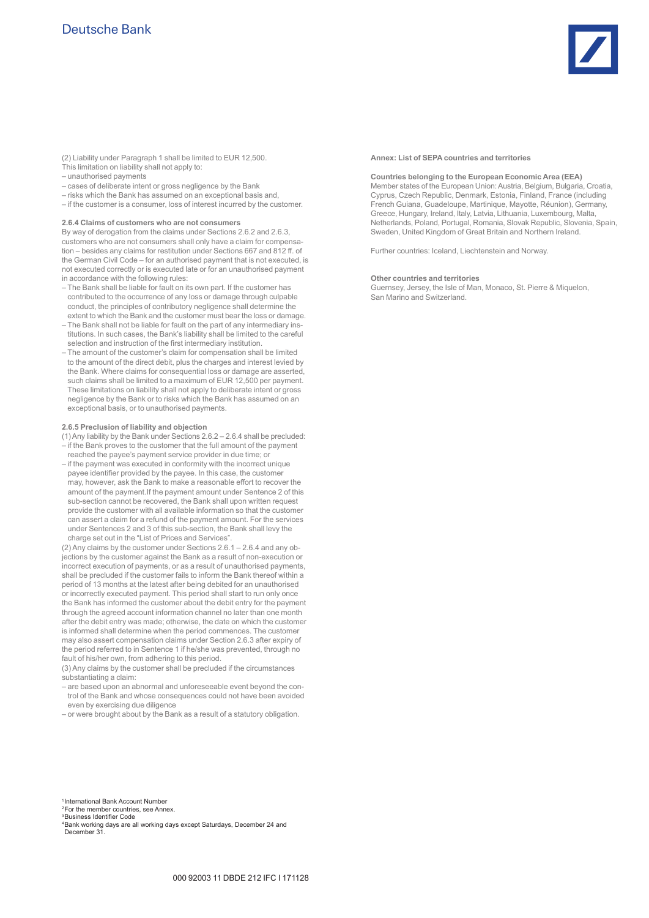(2) Liability under Paragraph 1 shall be limited to EUR 12,500.
This limitation on liability shall not apply to:

– unauthorised payments
– cases of deliberate intent or gross negligence by the Bank
– risks which the Bank has assumed on an exceptional basis and,
– if the customer is a consumer, loss of interest incurred by the customer.

**2.6.4 Claims of customers who are not consumers**

By way of derogation from the claims under Sections 2.6.2 and 2.6.3, customers who are not consumers shall only have a claim for compensation – besides any claims for restitution under Sections 667 and 812 ff. of the German Civil Code – for an authorised payment that is not executed, is not executed correctly or is executed late or for an unauthorised payment in accordance with the following rules:

– The Bank shall be liable for fault on its own part. If the customer has contributed to the occurrence of any loss or damage through culpable conduct, the principles of contributory negligence shall determine the extent to which the Bank and the customer must bear the loss or damage.
– The Bank shall not be liable for fault on the part of any intermediary institutions. In such cases, the Bank's liability shall be limited to the careful selection and instruction of the first intermediary institution.
– The amount of the customer's claim for compensation shall be limited to the amount of the direct debit, plus the charges and interest levied by the Bank. Where claims for consequential loss or damage are asserted, such claims shall be limited to a maximum of EUR 12,500 per payment. These limitations on liability shall not apply to deliberate intent or gross negligence by the Bank or to risks which the Bank has assumed on an exceptional basis, or to unauthorised payments.

**2.6.5 Preclusion of liability and objection**

(1) Any liability by the Bank under Sections 2.6.2 – 2.6.4 shall be precluded:

– if the Bank proves to the customer that the full amount of the payment reached the payee's payment service provider in due time; or
– if the payment was executed in conformity with the incorrect unique payee identifier provided by the payee. In this case, the customer may, however, ask the Bank to make a reasonable effort to recover the amount of the payment.If the payment amount under Sentence 2 of this sub-section cannot be recovered, the Bank shall upon written request provide the customer with all available information so that the customer can assert a claim for a refund of the payment amount. For the services under Sentences 2 and 3 of this sub-section, the Bank shall levy the charge set out in the "List of Prices and Services".

(2) Any claims by the customer under Sections 2.6.1 – 2.6.4 and any objections by the customer against the Bank as a result of non-execution or incorrect execution of payments, or as a result of unauthorised payments, shall be precluded if the customer fails to inform the Bank thereof within a period of 13 months at the latest after being debited for an unauthorised or incorrectly executed payment. This period shall start to run only once the Bank has informed the customer about the debit entry for the payment through the agreed account information channel no later than one month after the debit entry was made; otherwise, the date on which the customer is informed shall determine when the period commences. The customer may also assert compensation claims under Section 2.6.3 after expiry of the period referred to in Sentence 1 if he/she was prevented, through no fault of his/her own, from adhering to this period.

(3) Any claims by the customer shall be precluded if the circumstances substantiating a claim:

– are based upon an abnormal and unforeseeable event beyond the control of the Bank and whose consequences could not have been avoided even by exercising due diligence
– or were brought about by the Bank as a result of a statutory obligation.

**Annex: List of SEPA countries and territories**

**Countries belonging to the European Economic Area (EEA)**

Member states of the European Union: Austria, Belgium, Bulgaria, Croatia, Cyprus, Czech Republic, Denmark, Estonia, Finland, France (including French Guiana, Guadeloupe, Martinique, Mayotte, Réunion), Germany, Greece, Hungary, Ireland, Italy, Latvia, Lithuania, Luxembourg, Malta, Netherlands, Poland, Portugal, Romania, Slovak Republic, Slovenia, Spain, Sweden, United Kingdom of Great Britain and Northern Ireland.

Further countries: Iceland, Liechtenstein and Norway.

**Other countries and territories**

Guernsey, Jersey, the Isle of Man, Monaco, St. Pierre & Miquelon, San Marino and Switzerland.

[1] International Bank Account Number
[2] For the member countries, see Annex.
[3] Business Identifier Code
[4] Bank working days are all working days except Saturdays, December 24 and December 31.

000 92003 11 DBDE 212 IFC I 171128